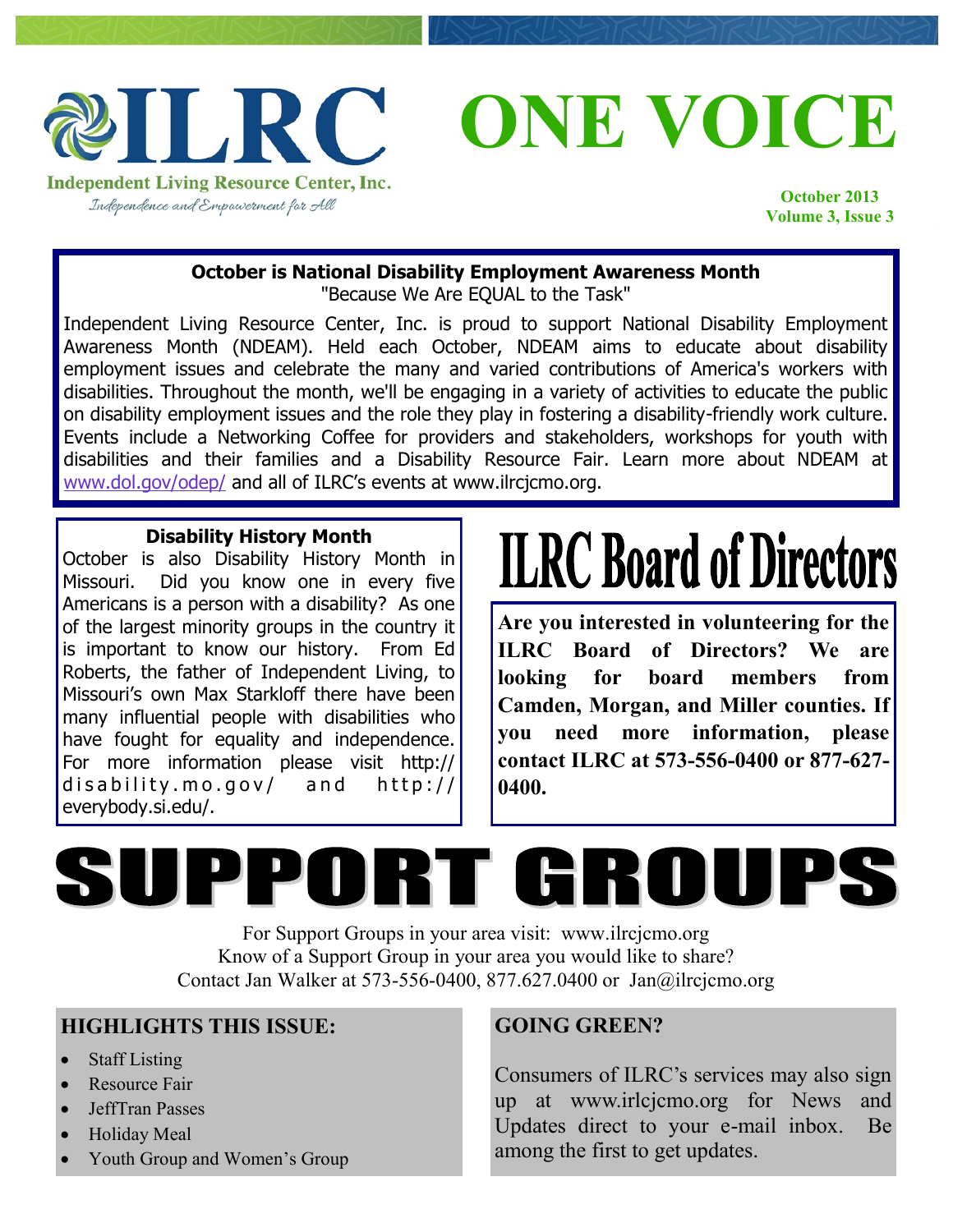# ILRC

**Independent Living Resource Center, Inc.**

*Independence and Empowerment for All*

# ONE VOICE

**October 2013**
**Volume 3, Issue 3**

## October is National Disability Employment Awareness Month

"Because We Are EQUAL to the Task"

Independent Living Resource Center, Inc. is proud to support National Disability Employment Awareness Month (NDEAM). Held each October, NDEAM aims to educate about disability employment issues and celebrate the many and varied contributions of America's workers with disabilities. Throughout the month, we'll be engaging in a variety of activities to educate the public on disability employment issues and the role they play in fostering a disability-friendly work culture. Events include a Networking Coffee for providers and stakeholders, workshops for youth with disabilities and their families and a Disability Resource Fair. Learn more about NDEAM at www.dol.gov/odep/ and all of ILRC's events at www.ilrcjcmo.org.

## Disability History Month

October is also Disability History Month in Missouri. Did you know one in every five Americans is a person with a disability? As one of the largest minority groups in the country it is important to know our history. From Ed Roberts, the father of Independent Living, to Missouri's own Max Starkloff there have been many influential people with disabilities who have fought for equality and independence. For more information please visit http://disability.mo.gov/ and http://everybody.si.edu/.

## ILRC Board of Directors

**Are you interested in volunteering for the ILRC Board of Directors? We are looking for board members from Camden, Morgan, and Miller counties. If you need more information, please contact ILRC at 573-556-0400 or 877-627-0400.**

# SUPPORT GROUPS

For Support Groups in your area visit: www.ilrcjcmo.org
Know of a Support Group in your area you would like to share?
Contact Jan Walker at 573-556-0400, 877.627.0400 or Jan@ilrcjcmo.org

## HIGHLIGHTS THIS ISSUE:

- Staff Listing
- Resource Fair
- JeffTran Passes
- Holiday Meal
- Youth Group and Women's Group

## GOING GREEN?

Consumers of ILRC's services may also sign up at www.irlcjcmo.org for News and Updates direct to your e-mail inbox. Be among the first to get updates.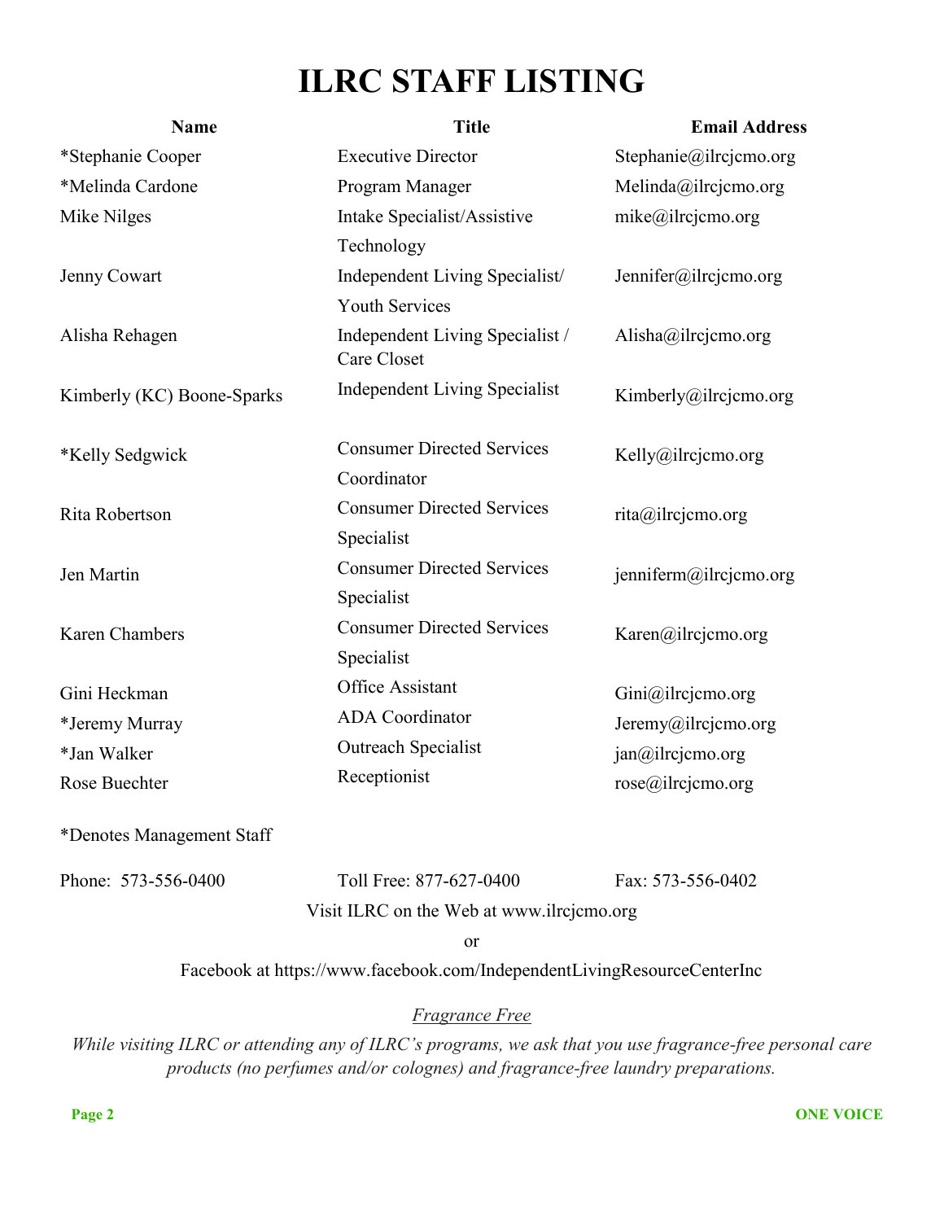# ILRC STAFF LISTING

| Name | Title | Email Address |
|---|---|---|
| *Stephanie Cooper | Executive Director | Stephanie@ilrcjcmo.org |
| *Melinda Cardone | Program Manager | Melinda@ilrcjcmo.org |
| Mike Nilges | Intake Specialist/Assistive Technology | mike@ilrcjcmo.org |
| Jenny Cowart | Independent Living Specialist/ Youth Services | Jennifer@ilrcjcmo.org |
| Alisha Rehagen | Independent Living Specialist / Care Closet | Alisha@ilrcjcmo.org |
| Kimberly (KC) Boone-Sparks | Independent Living Specialist | Kimberly@ilrcjcmo.org |
| *Kelly Sedgwick | Consumer Directed Services Coordinator | Kelly@ilrcjcmo.org |
| Rita Robertson | Consumer Directed Services Specialist | rita@ilrcjcmo.org |
| Jen Martin | Consumer Directed Services Specialist | jenniferm@ilrcjcmo.org |
| Karen Chambers | Consumer Directed Services Specialist | Karen@ilrcjcmo.org |
| Gini Heckman | Office Assistant | Gini@ilrcjcmo.org |
| *Jeremy Murray | ADA Coordinator | Jeremy@ilrcjcmo.org |
| *Jan Walker | Outreach Specialist | jan@ilrcjcmo.org |
| Rose Buechter | Receptionist | rose@ilrcjcmo.org |

*Denotes Management Staff

Phone: 573-556-0400 Toll Free: 877-627-0400 Fax: 573-556-0402

Visit ILRC on the Web at www.ilrcjcmo.org

or

Facebook at https://www.facebook.com/IndependentLivingResourceCenterInc

*Fragrance Free*

*While visiting ILRC or attending any of ILRC's programs, we ask that you use fragrance-free personal care products (no perfumes and/or colognes) and fragrance-free laundry preparations.*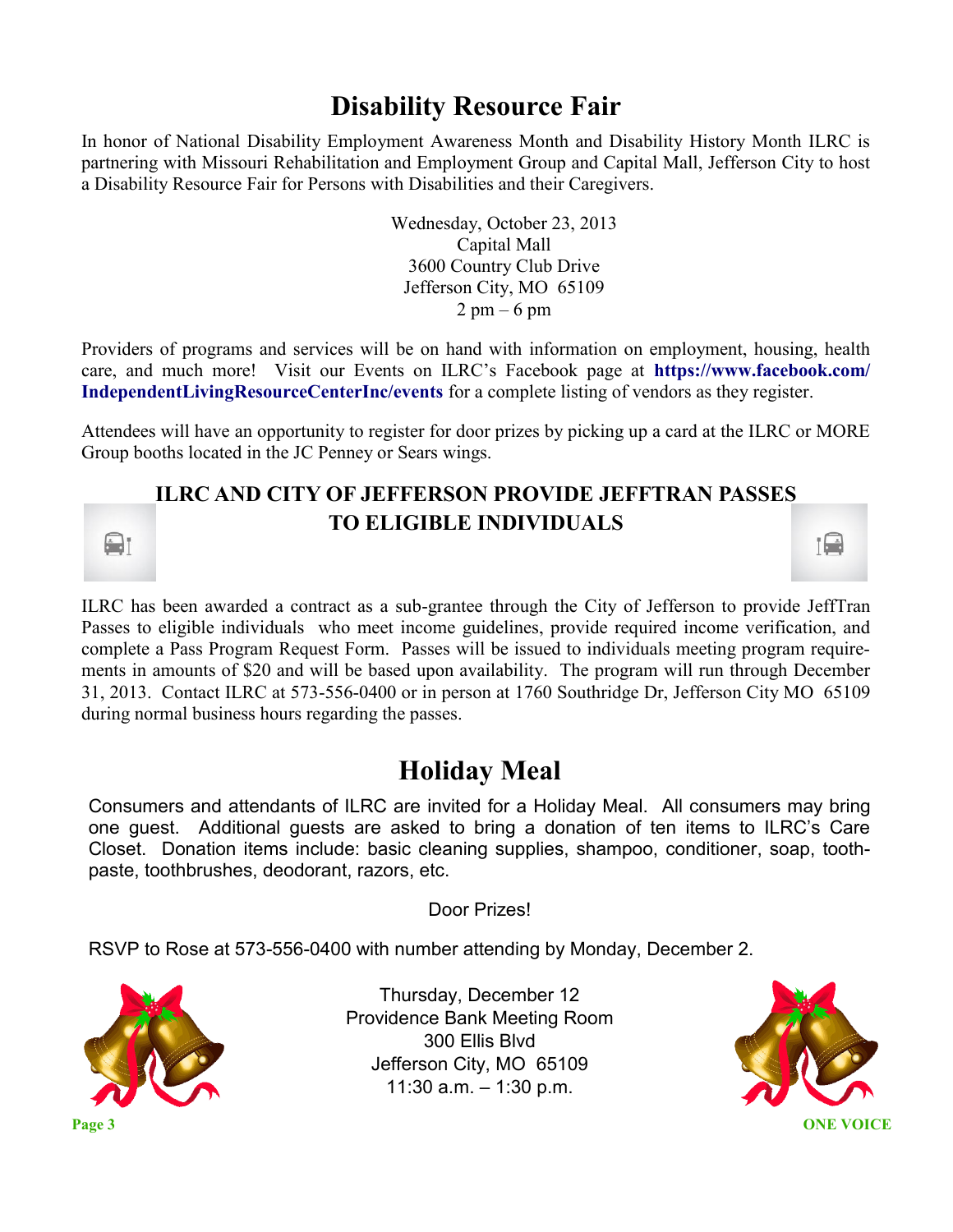# Disability Resource Fair

In honor of National Disability Employment Awareness Month and Disability History Month ILRC is partnering with Missouri Rehabilitation and Employment Group and Capital Mall, Jefferson City to host a Disability Resource Fair for Persons with Disabilities and their Caregivers.

Wednesday, October 23, 2013
Capital Mall
3600 Country Club Drive
Jefferson City, MO 65109
2 pm – 6 pm

Providers of programs and services will be on hand with information on employment, housing, health care, and much more! Visit our Events on ILRC's Facebook page at **https://www.facebook.com/IndependentLivingResourceCenterInc/events** for a complete listing of vendors as they register.

Attendees will have an opportunity to register for door prizes by picking up a card at the ILRC or MORE Group booths located in the JC Penney or Sears wings.

## ILRC AND CITY OF JEFFERSON PROVIDE JEFFTRAN PASSES TO ELIGIBLE INDIVIDUALS

ILRC has been awarded a contract as a sub-grantee through the City of Jefferson to provide JeffTran Passes to eligible individuals who meet income guidelines, provide required income verification, and complete a Pass Program Request Form. Passes will be issued to individuals meeting program requirements in amounts of $20 and will be based upon availability. The program will run through December 31, 2013. Contact ILRC at 573-556-0400 or in person at 1760 Southridge Dr, Jefferson City MO 65109 during normal business hours regarding the passes.

# Holiday Meal

Consumers and attendants of ILRC are invited for a Holiday Meal. All consumers may bring one guest. Additional guests are asked to bring a donation of ten items to ILRC's Care Closet. Donation items include: basic cleaning supplies, shampoo, conditioner, soap, toothpaste, toothbrushes, deodorant, razors, etc.

Door Prizes!

RSVP to Rose at 573-556-0400 with number attending by Monday, December 2.

Thursday, December 12
Providence Bank Meeting Room
300 Ellis Blvd
Jefferson City, MO 65109
11:30 a.m. – 1:30 p.m.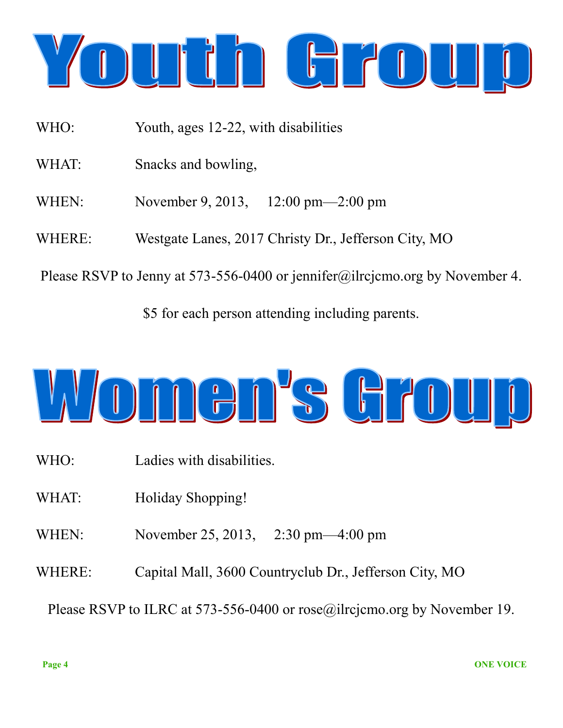# Youth Group

WHO: Youth, ages 12-22, with disabilities

WHAT: Snacks and bowling,

WHEN: November 9, 2013, 12:00 pm—2:00 pm

WHERE: Westgate Lanes, 2017 Christy Dr., Jefferson City, MO

Please RSVP to Jenny at 573-556-0400 or jennifer@ilrcjcmo.org by November 4.

$5 for each person attending including parents.

# Women's Group

WHO: Ladies with disabilities.

WHAT: Holiday Shopping!

WHEN: November 25, 2013, 2:30 pm—4:00 pm

WHERE: Capital Mall, 3600 Countryclub Dr., Jefferson City, MO

Please RSVP to ILRC at 573-556-0400 or rose@ilrcjcmo.org by November 19.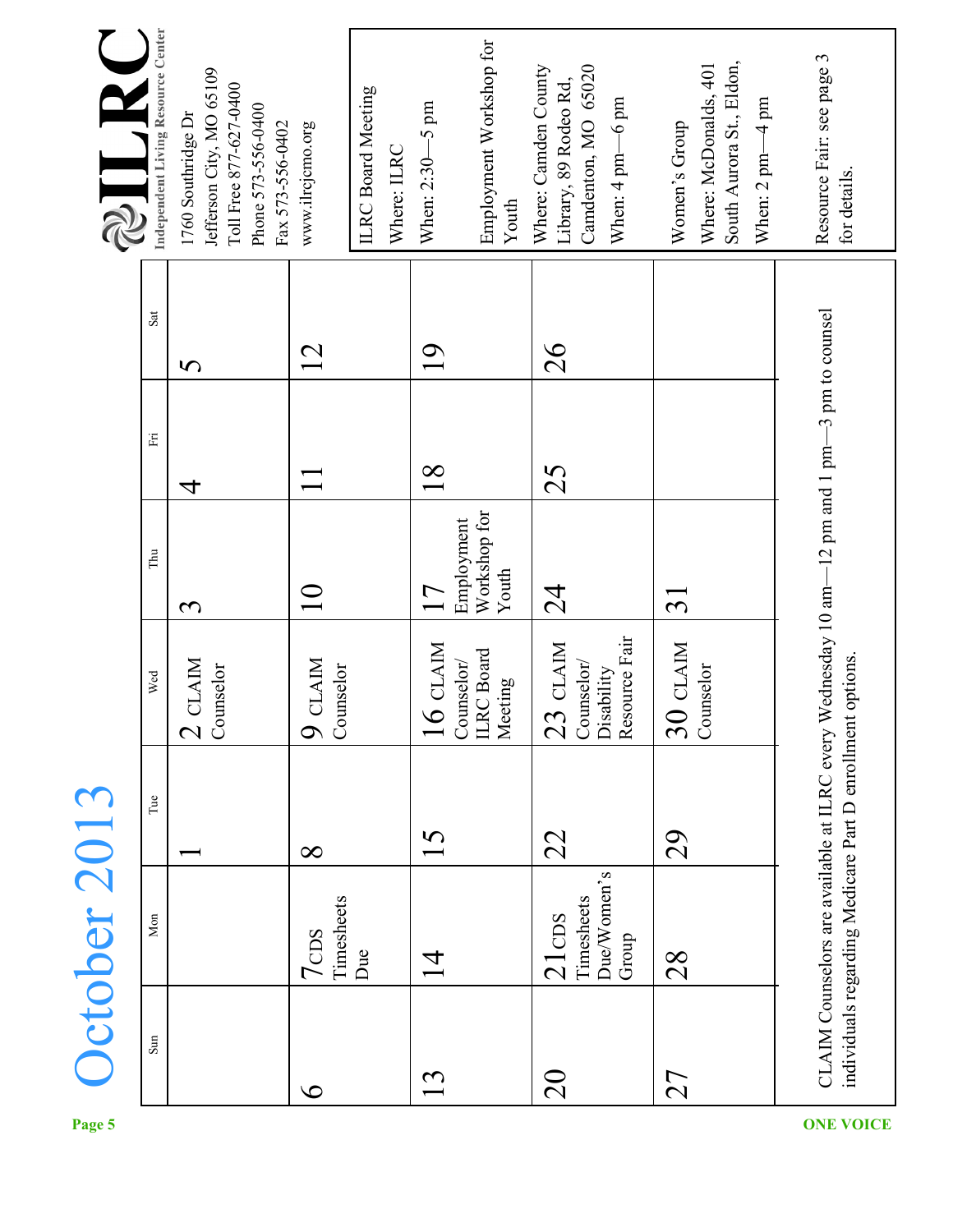# October 2013

| Sun | Mon | Tue | Wed | Thu | Fri | Sat |
|---|---|---|---|---|---|---|
| | | 1 | 2 CLAIM Counselor | 3 | 4 | 5 |
| 6 | 7 CDS Timesheets Due | 8 | 9 CLAIM Counselor | 10 | 11 | 12 |
| 13 | 14 | 15 | 16 CLAIM Counselor/ ILRC Board Meeting | 17 Employment Workshop for Youth | 18 | 19 |
| 20 | 21 CDS Timesheets Due/Women's Group | 22 | 23 CLAIM Counselor/ Disability Resource Fair | 24 | 25 | 26 |
| 27 | 28 | 29 | 30 CLAIM Counselor | 31 | | |

CLAIM Counselors are available at ILRC every Wednesday 10 am—12 pm and 1 pm—3 pm to counsel individuals regarding Medicare Part D enrollment options.

**ILRC**
Independent Living Resource Center

1760 Southridge Dr
Jefferson City, MO 65109
Toll Free 877-627-0400
Phone 573-556-0400
Fax 573-556-0402
www.ilrcjcmo.org

ILRC Board Meeting
Where: ILRC
When: 2:30—5 pm

Employment Workshop for Youth
Where: Camden County Library, 89 Rodeo Rd, Camdenton, MO 65020
When: 4 pm—6 pm

Women's Group
Where: McDonalds, 401 South Aurora St., Eldon,
When: 2 pm—4 pm

Resource Fair: see page 3 for details.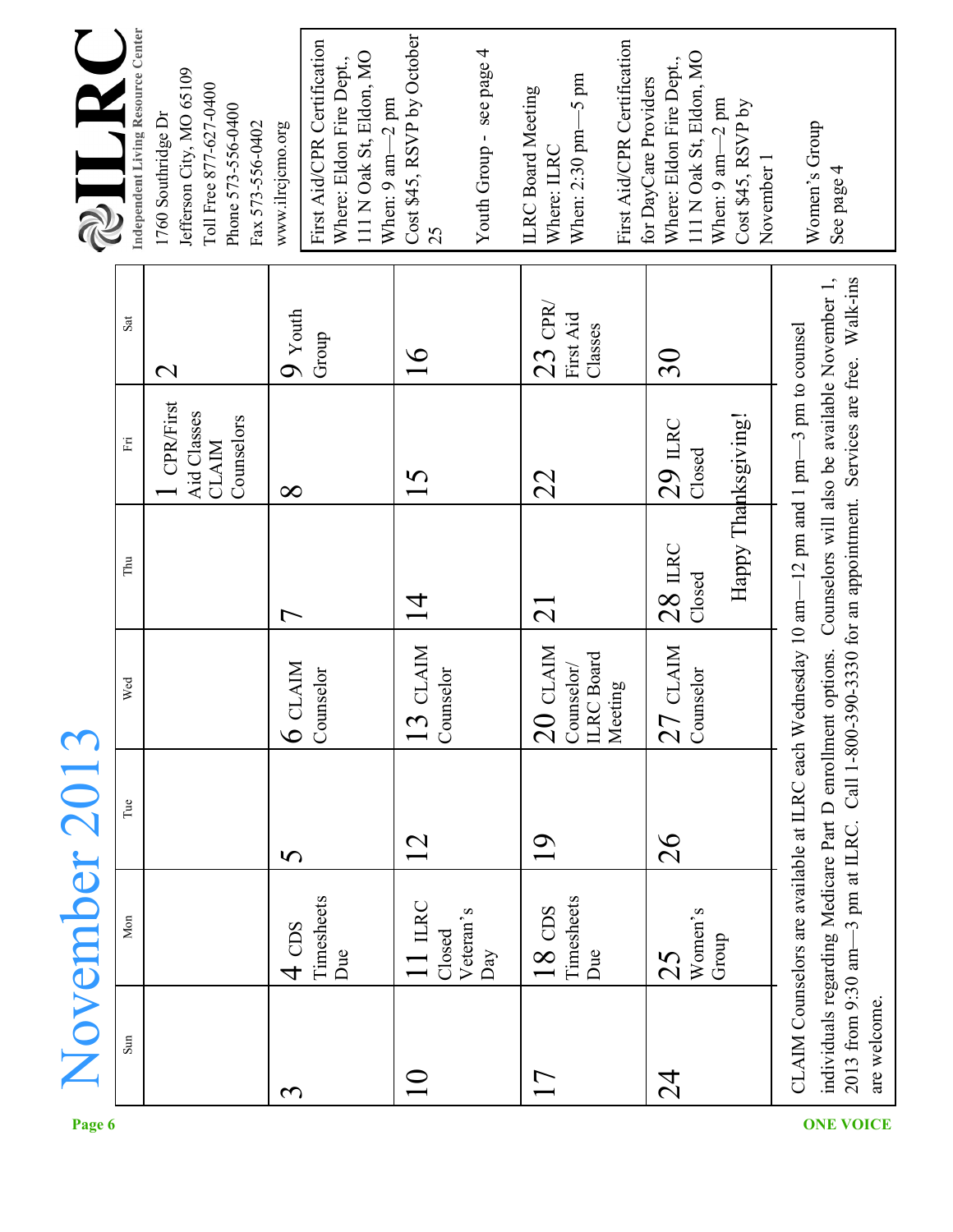# November 2013

| Sun | Mon | Tue | Wed | Thu | Fri | Sat |
|---|---|---|---|---|---|---|
| | | | | | 1 CPR/First Aid Classes CLAIM Counselors | 2 |
| 3 | 4 CDS Timesheets Due | 5 | 6 CLAIM Counselor | 7 | 8 | 9 Youth Group |
| 10 | 11 ILRC Closed Veteran's Day | 12 | 13 CLAIM Counselor | 14 | 15 | 16 |
| 17 | 18 CDS Timesheets Due | 19 | 20 CLAIM Counselor/ ILRC Board Meeting | 21 | 22 | 23 CPR/ First Aid Classes |
| 24 | 25 Women's Group | 26 | 27 CLAIM Counselor | 28 ILRC Closed | 29 ILRC Closed | 30 |

Happy Thanksgiving!

CLAIM Counselors are available at ILRC each Wednesday 10 am—12 pm and 1 pm—3 pm to counsel individuals regarding Medicare Part D enrollment options. Counselors will also be available November 1, 2013 from 9:30 am—3 pm at ILRC. Call 1-800-390-3330 for an appointment. Services are free. Walk-ins are welcome.

**ILRC** Independent Living Resource Center

1760 Southridge Dr
Jefferson City, MO 65109
Toll Free 877-627-0400
Phone 573-556-0400
Fax 573-556-0402
www.ilrcjcmo.org

First Aid/CPR Certification
Where: Eldon Fire Dept., 111 N Oak St, Eldon, MO
When: 9 am—2 pm
Cost $45, RSVP by October 25

Youth Group - see page 4

ILRC Board Meeting
Where: ILRC
When: 2:30 pm—5 pm

First Aid/CPR Certification for DayCare Providers
Where: Eldon Fire Dept., 111 N Oak St, Eldon, MO
When: 9 am—2 pm
Cost $45, RSVP by November 1

Women's Group
See page 4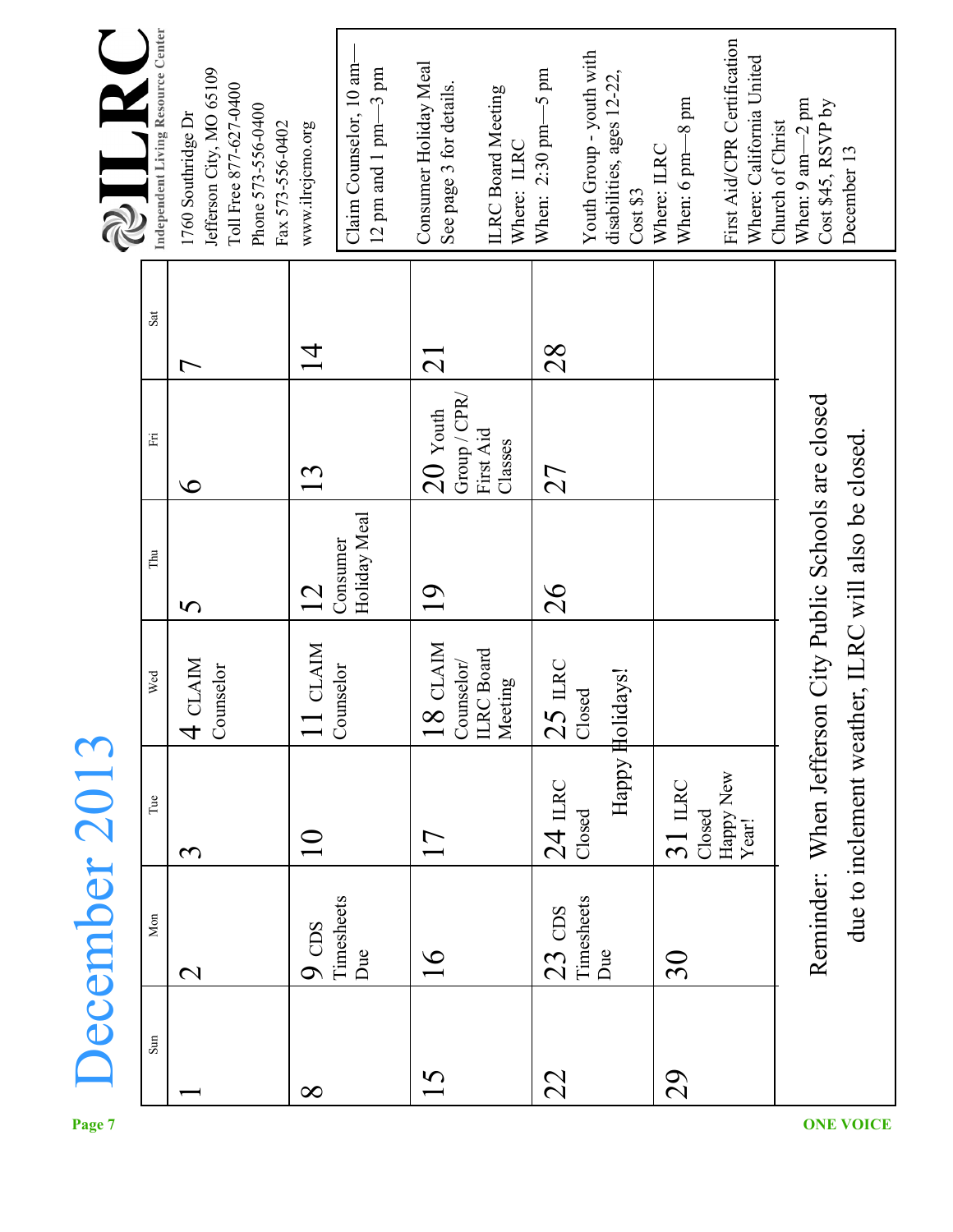# December 2013

| Sun | Mon | Tue | Wed | Thu | Fri | Sat |
|---|---|---|---|---|---|---|
| 1 | 2 | 3 | 4 CLAIM Counselor | 5 | 6 | 7 |
| 8 | 9 CDS Timesheets Due | 10 | 11 CLAIM Counselor | 12 Consumer Holiday Meal | 13 | 14 |
| 15 | 16 | 17 | 18 CLAIM Counselor/ ILRC Board Meeting | 19 | 20 Youth Group / CPR/ First Aid Classes | 21 |
| 22 | 23 CDS Timesheets Due | 24 ILRC Closed | 25 ILRC Closed | 26 | 27 | 28 |
| 29 | 30 | 31 ILRC Closed Happy New Year! | | | | |

Happy Holidays!

Reminder: When Jefferson City Public Schools are closed due to inclement weather, ILRC will also be closed.

**ILRC**
**Independent Living Resource Center**

1760 Southridge Dr
Jefferson City, MO 65109
Toll Free 877-627-0400
Phone 573-556-0400
Fax 573-556-0402
www.ilrcjcmo.org

Claim Counselor, 10 am—12 pm and 1 pm—3 pm

Consumer Holiday Meal
See page 3 for details.

ILRC Board Meeting
Where: ILRC
When: 2:30 pm—5 pm

Youth Group - youth with disabilities, ages 12-22,
Cost $3
Where: ILRC
When: 6 pm—8 pm

First Aid/CPR Certification
Where: California United Church of Christ
When: 9 am—2 pm
Cost $45, RSVP by December 13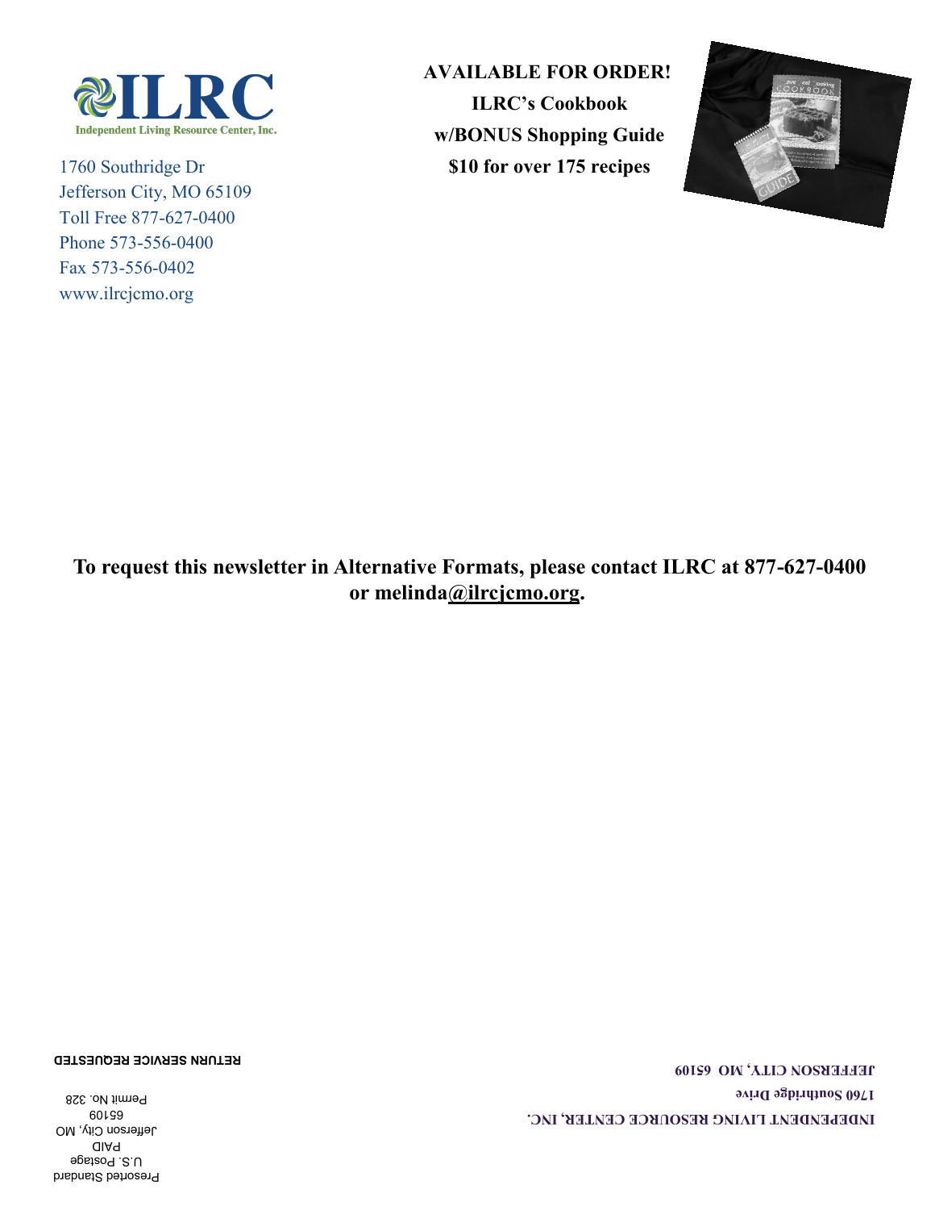**ILRC**

Independent Living Resource Center, Inc.

1760 Southridge Dr
Jefferson City, MO 65109
Toll Free 877-627-0400
Phone 573-556-0400
Fax 573-556-0402
www.ilrcjcmo.org

**AVAILABLE FOR ORDER!**
**ILRC's Cookbook**
**w/BONUS Shopping Guide**
**$10 for over 175 recipes**

**To request this newsletter in Alternative Formats, please contact ILRC at 877-627-0400 or melinda@ilrcjcmo.org.**

**INDEPENDENT LIVING RESOURCE CENTER, INC.**
**1760 Southridge Drive**
**JEFFERSON CITY, MO 65109**

**RETURN SERVICE REQUESTED**

Presorted Standard
U.S. Postage
PAID
Jefferson City, MO
65109
Permit No. 328